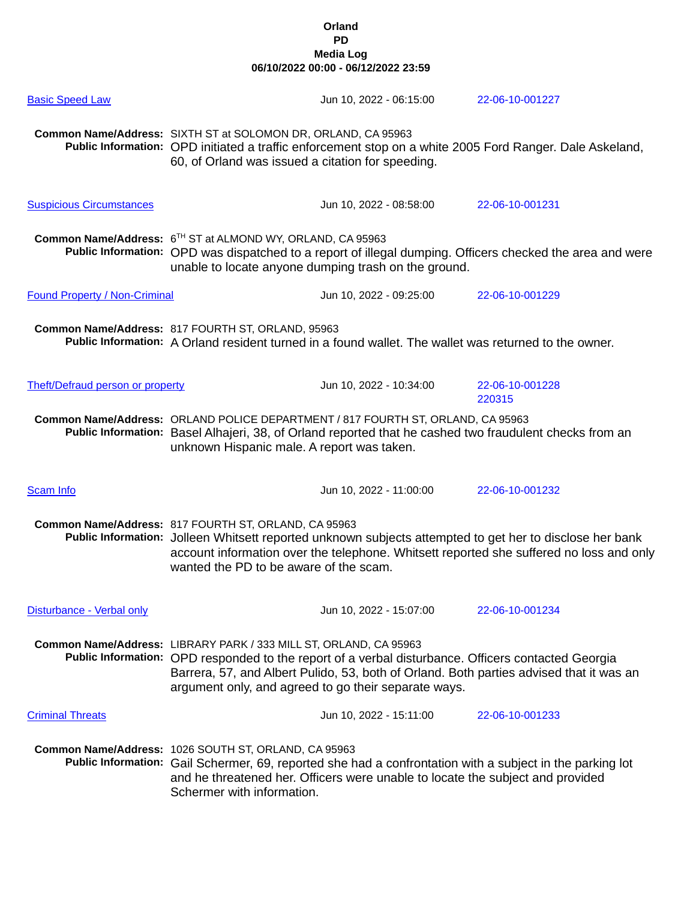**Orland**
**PD**
**Media Log**
**06/10/2022 00:00 - 06/12/2022 23:59**

**Basic Speed Law** — Jun 10, 2022 - 06:15:00 — 22-06-10-001227

**Common Name/Address:** SIXTH ST at SOLOMON DR, ORLAND, CA 95963
**Public Information:** OPD initiated a traffic enforcement stop on a white 2005 Ford Ranger. Dale Askeland, 60, of Orland was issued a citation for speeding.

**Suspicious Circumstances** — Jun 10, 2022 - 08:58:00 — 22-06-10-001231

**Common Name/Address:** 6TH ST at ALMOND WY, ORLAND, CA 95963
**Public Information:** OPD was dispatched to a report of illegal dumping. Officers checked the area and were unable to locate anyone dumping trash on the ground.

**Found Property / Non-Criminal** — Jun 10, 2022 - 09:25:00 — 22-06-10-001229

**Common Name/Address:** 817 FOURTH ST, ORLAND, 95963
**Public Information:** A Orland resident turned in a found wallet. The wallet was returned to the owner.

**Theft/Defraud person or property** — Jun 10, 2022 - 10:34:00 — 22-06-10-001228 220315

**Common Name/Address:** ORLAND POLICE DEPARTMENT / 817 FOURTH ST, ORLAND, CA 95963
**Public Information:** Basel Alhajeri, 38, of Orland reported that he cashed two fraudulent checks from an unknown Hispanic male. A report was taken.

**Scam Info** — Jun 10, 2022 - 11:00:00 — 22-06-10-001232

**Common Name/Address:** 817 FOURTH ST, ORLAND, CA 95963
**Public Information:** Jolleen Whitsett reported unknown subjects attempted to get her to disclose her bank account information over the telephone. Whitsett reported she suffered no loss and only wanted the PD to be aware of the scam.

**Disturbance - Verbal only** — Jun 10, 2022 - 15:07:00 — 22-06-10-001234

**Common Name/Address:** LIBRARY PARK / 333 MILL ST, ORLAND, CA 95963
**Public Information:** OPD responded to the report of a verbal disturbance. Officers contacted Georgia Barrera, 57, and Albert Pulido, 53, both of Orland. Both parties advised that it was an argument only, and agreed to go their separate ways.

**Criminal Threats** — Jun 10, 2022 - 15:11:00 — 22-06-10-001233

**Common Name/Address:** 1026 SOUTH ST, ORLAND, CA 95963
**Public Information:** Gail Schermer, 69, reported she had a confrontation with a subject in the parking lot and he threatened her. Officers were unable to locate the subject and provided Schermer with information.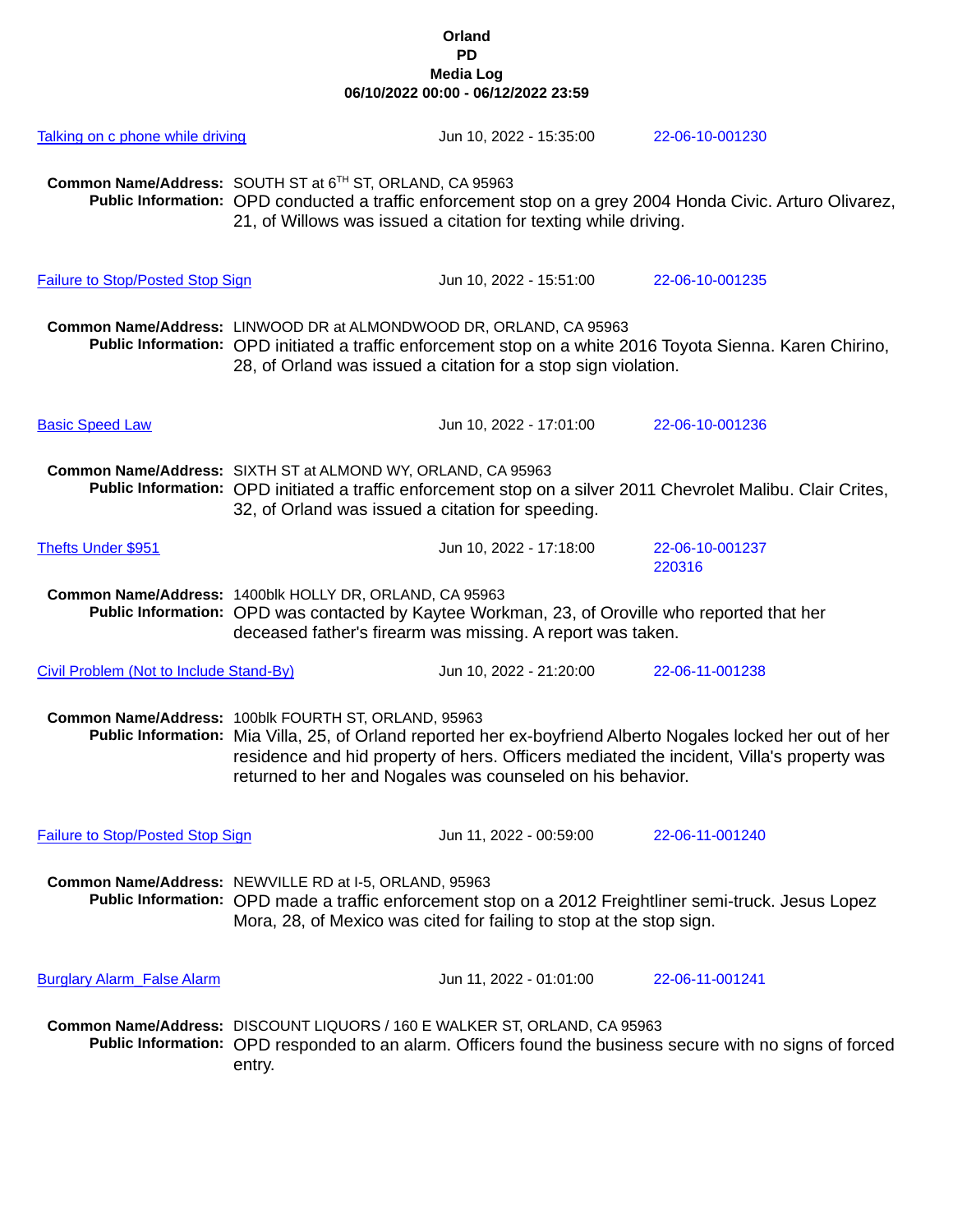**Orland**
**PD**
**Media Log**
**06/10/2022 00:00 - 06/12/2022 23:59**

Talking on c phone while driving | Jun 10, 2022 - 15:35:00 | 22-06-10-001230

**Common Name/Address:** SOUTH ST at 6[TH] ST, ORLAND, CA 95963
**Public Information:** OPD conducted a traffic enforcement stop on a grey 2004 Honda Civic. Arturo Olivarez, 21, of Willows was issued a citation for texting while driving.

Failure to Stop/Posted Stop Sign | Jun 10, 2022 - 15:51:00 | 22-06-10-001235

**Common Name/Address:** LINWOOD DR at ALMONDWOOD DR, ORLAND, CA 95963
**Public Information:** OPD initiated a traffic enforcement stop on a white 2016 Toyota Sienna. Karen Chirino, 28, of Orland was issued a citation for a stop sign violation.

Basic Speed Law | Jun 10, 2022 - 17:01:00 | 22-06-10-001236

**Common Name/Address:** SIXTH ST at ALMOND WY, ORLAND, CA 95963
**Public Information:** OPD initiated a traffic enforcement stop on a silver 2011 Chevrolet Malibu. Clair Crites, 32, of Orland was issued a citation for speeding.

Thefts Under $951 | Jun 10, 2022 - 17:18:00 | 22-06-10-001237 220316

**Common Name/Address:** 1400blk HOLLY DR, ORLAND, CA 95963
**Public Information:** OPD was contacted by Kaytee Workman, 23, of Oroville who reported that her deceased father's firearm was missing. A report was taken.

Civil Problem (Not to Include Stand-By) | Jun 10, 2022 - 21:20:00 | 22-06-11-001238

**Common Name/Address:** 100blk FOURTH ST, ORLAND, 95963
**Public Information:** Mia Villa, 25, of Orland reported her ex-boyfriend Alberto Nogales locked her out of her residence and hid property of hers. Officers mediated the incident, Villa's property was returned to her and Nogales was counseled on his behavior.

Failure to Stop/Posted Stop Sign | Jun 11, 2022 - 00:59:00 | 22-06-11-001240

**Common Name/Address:** NEWVILLE RD at I-5, ORLAND, 95963
**Public Information:** OPD made a traffic enforcement stop on a 2012 Freightliner semi-truck. Jesus Lopez Mora, 28, of Mexico was cited for failing to stop at the stop sign.

Burglary Alarm_False Alarm | Jun 11, 2022 - 01:01:00 | 22-06-11-001241

**Common Name/Address:** DISCOUNT LIQUORS / 160 E WALKER ST, ORLAND, CA 95963
**Public Information:** OPD responded to an alarm. Officers found the business secure with no signs of forced entry.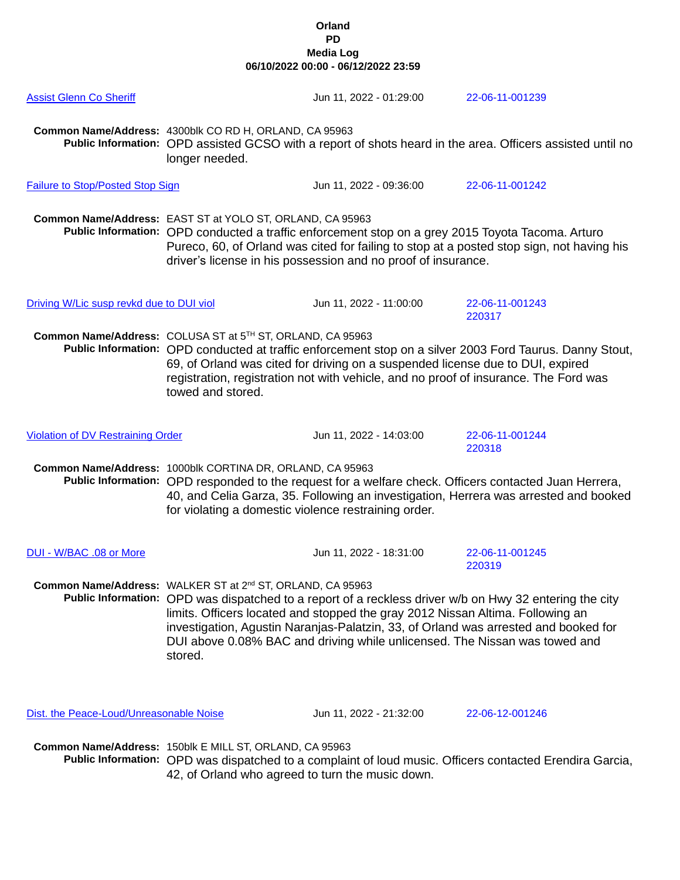**Orland**
**PD**
**Media Log**
**06/10/2022 00:00 - 06/12/2022 23:59**

[Assist Glenn Co Sheriff] | Jun 11, 2022 - 01:29:00 | 22-06-11-001239

**Common Name/Address:** 4300blk CO RD H, ORLAND, CA 95963
**Public Information:** OPD assisted GCSO with a report of shots heard in the area. Officers assisted until no longer needed.

[Failure to Stop/Posted Stop Sign] | Jun 11, 2022 - 09:36:00 | 22-06-11-001242

**Common Name/Address:** EAST ST at YOLO ST, ORLAND, CA 95963
**Public Information:** OPD conducted a traffic enforcement stop on a grey 2015 Toyota Tacoma. Arturo Pureco, 60, of Orland was cited for failing to stop at a posted stop sign, not having his driver's license in his possession and no proof of insurance.

[Driving W/Lic susp revkd due to DUI viol] | Jun 11, 2022 - 11:00:00 | 22-06-11-001243 220317

**Common Name/Address:** COLUSA ST at 5TH ST, ORLAND, CA 95963
**Public Information:** OPD conducted at traffic enforcement stop on a silver 2003 Ford Taurus. Danny Stout, 69, of Orland was cited for driving on a suspended license due to DUI, expired registration, registration not with vehicle, and no proof of insurance. The Ford was towed and stored.

[Violation of DV Restraining Order] | Jun 11, 2022 - 14:03:00 | 22-06-11-001244 220318

**Common Name/Address:** 1000blk CORTINA DR, ORLAND, CA 95963
**Public Information:** OPD responded to the request for a welfare check. Officers contacted Juan Herrera, 40, and Celia Garza, 35. Following an investigation, Herrera was arrested and booked for violating a domestic violence restraining order.

[DUI - W/BAC .08 or More] | Jun 11, 2022 - 18:31:00 | 22-06-11-001245 220319

**Common Name/Address:** WALKER ST at 2nd ST, ORLAND, CA 95963
**Public Information:** OPD was dispatched to a report of a reckless driver w/b on Hwy 32 entering the city limits. Officers located and stopped the gray 2012 Nissan Altima. Following an investigation, Agustin Naranjas-Palatzin, 33, of Orland was arrested and booked for DUI above 0.08% BAC and driving while unlicensed. The Nissan was towed and stored.

[Dist. the Peace-Loud/Unreasonable Noise] | Jun 11, 2022 - 21:32:00 | 22-06-12-001246

**Common Name/Address:** 150blk E MILL ST, ORLAND, CA 95963
**Public Information:** OPD was dispatched to a complaint of loud music. Officers contacted Erendira Garcia, 42, of Orland who agreed to turn the music down.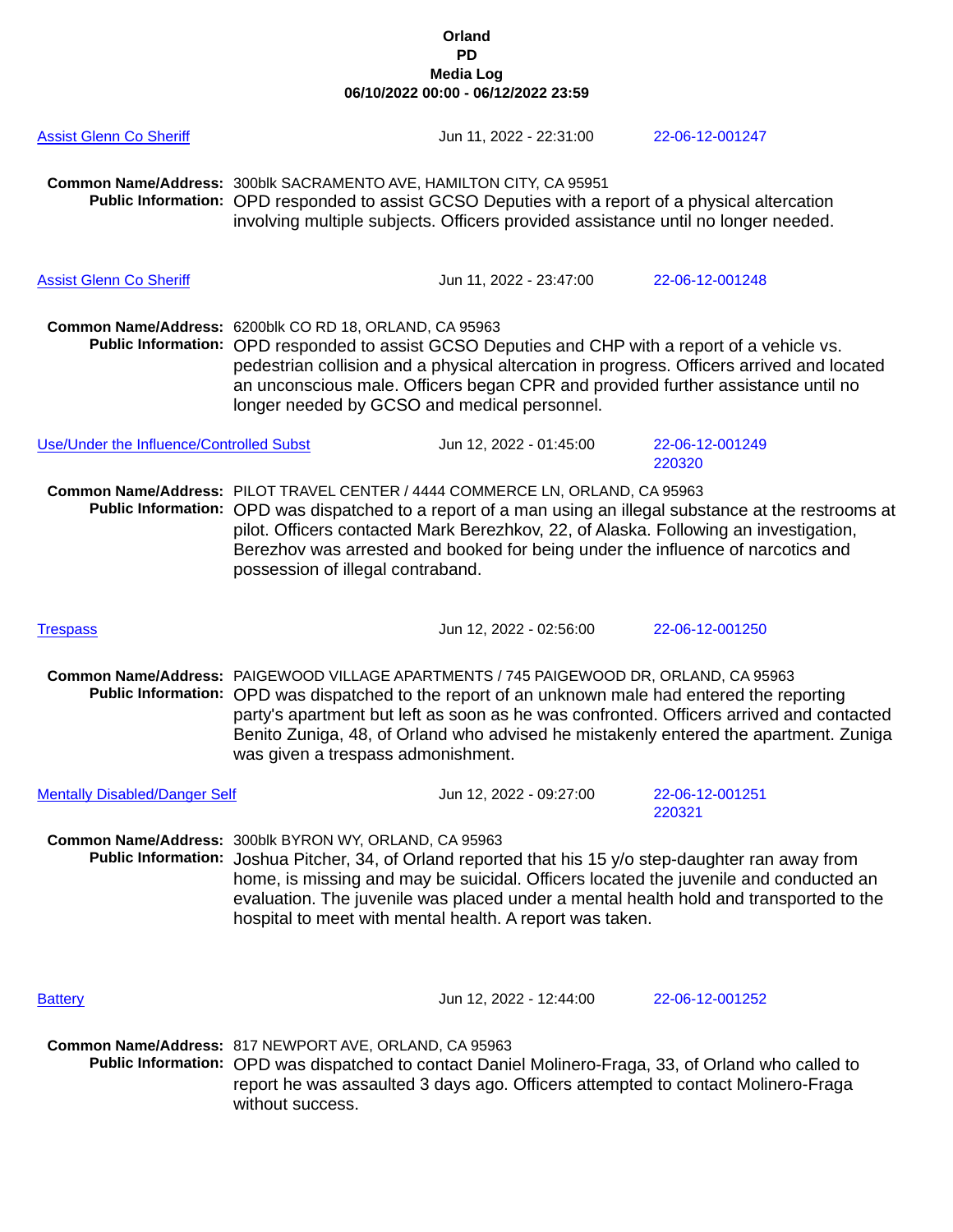**Orland**
**PD**
**Media Log**
**06/10/2022 00:00 - 06/12/2022 23:59**

**Assist Glenn Co Sheriff** | Jun 11, 2022 - 22:31:00 | 22-06-12-001247

**Common Name/Address:** 300blk SACRAMENTO AVE, HAMILTON CITY, CA 95951
**Public Information:** OPD responded to assist GCSO Deputies with a report of a physical altercation involving multiple subjects. Officers provided assistance until no longer needed.

**Assist Glenn Co Sheriff** | Jun 11, 2022 - 23:47:00 | 22-06-12-001248

**Common Name/Address:** 6200blk CO RD 18, ORLAND, CA 95963
**Public Information:** OPD responded to assist GCSO Deputies and CHP with a report of a vehicle vs. pedestrian collision and a physical altercation in progress. Officers arrived and located an unconscious male. Officers began CPR and provided further assistance until no longer needed by GCSO and medical personnel.

**Use/Under the Influence/Controlled Subst** | Jun 12, 2022 - 01:45:00 | 22-06-12-001249 220320

**Common Name/Address:** PILOT TRAVEL CENTER / 4444 COMMERCE LN, ORLAND, CA 95963
**Public Information:** OPD was dispatched to a report of a man using an illegal substance at the restrooms at pilot. Officers contacted Mark Berezhkov, 22, of Alaska. Following an investigation, Berezhov was arrested and booked for being under the influence of narcotics and possession of illegal contraband.

**Trespass** | Jun 12, 2022 - 02:56:00 | 22-06-12-001250

**Common Name/Address:** PAIGEWOOD VILLAGE APARTMENTS / 745 PAIGEWOOD DR, ORLAND, CA 95963
**Public Information:** OPD was dispatched to the report of an unknown male had entered the reporting party's apartment but left as soon as he was confronted. Officers arrived and contacted Benito Zuniga, 48, of Orland who advised he mistakenly entered the apartment. Zuniga was given a trespass admonishment.

**Mentally Disabled/Danger Self** | Jun 12, 2022 - 09:27:00 | 22-06-12-001251 220321

**Common Name/Address:** 300blk BYRON WY, ORLAND, CA 95963
**Public Information:** Joshua Pitcher, 34, of Orland reported that his 15 y/o step-daughter ran away from home, is missing and may be suicidal. Officers located the juvenile and conducted an evaluation. The juvenile was placed under a mental health hold and transported to the hospital to meet with mental health. A report was taken.

**Battery** | Jun 12, 2022 - 12:44:00 | 22-06-12-001252

**Common Name/Address:** 817 NEWPORT AVE, ORLAND, CA 95963
**Public Information:** OPD was dispatched to contact Daniel Molinero-Fraga, 33, of Orland who called to report he was assaulted 3 days ago. Officers attempted to contact Molinero-Fraga without success.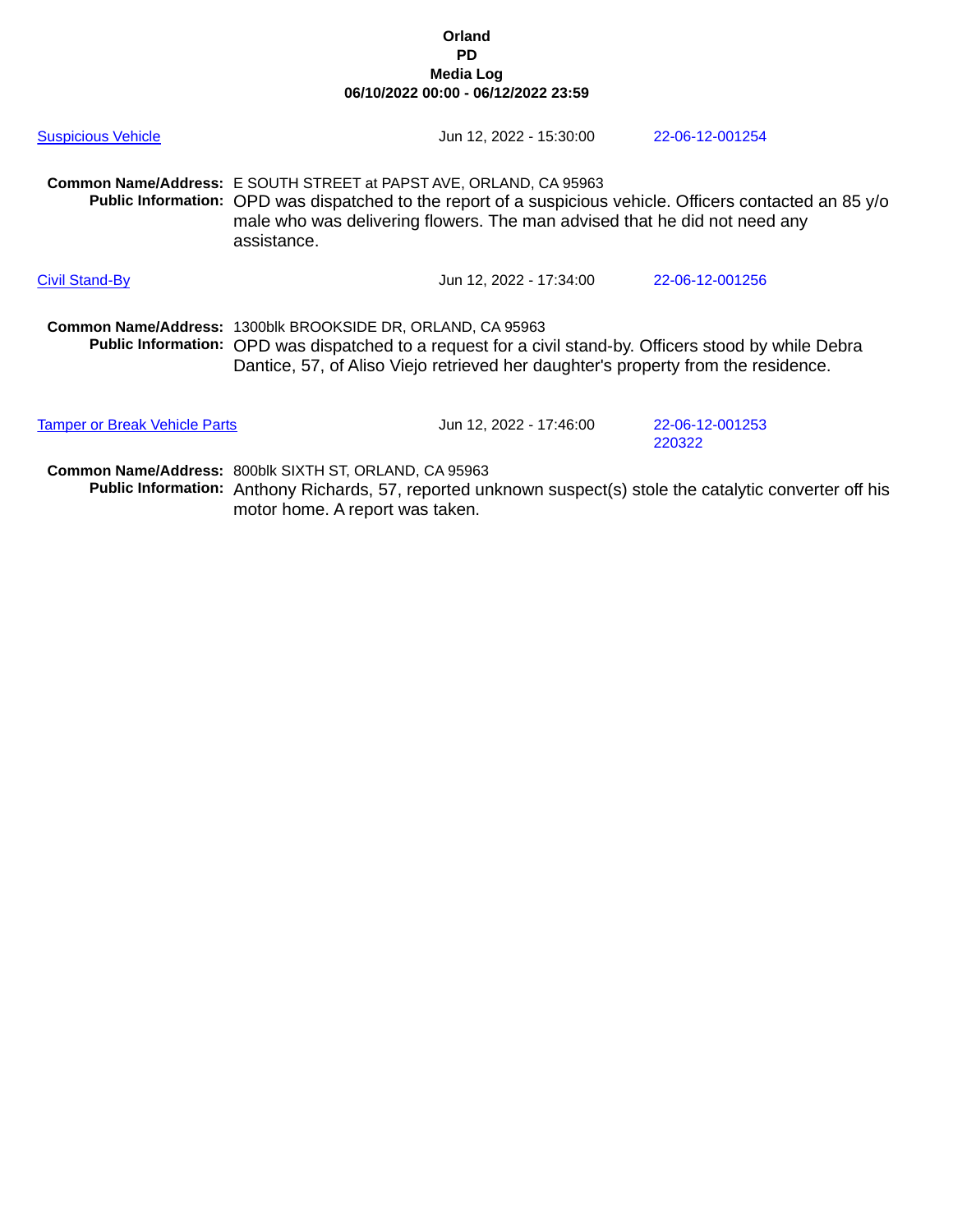**Orland**
**PD**
**Media Log**
**06/10/2022 00:00 - 06/12/2022 23:59**

Suspicious Vehicle | Jun 12, 2022 - 15:30:00 | 22-06-12-001254

**Common Name/Address:** E SOUTH STREET at PAPST AVE, ORLAND, CA 95963
**Public Information:** OPD was dispatched to the report of a suspicious vehicle. Officers contacted an 85 y/o male who was delivering flowers. The man advised that he did not need any assistance.

Civil Stand-By | Jun 12, 2022 - 17:34:00 | 22-06-12-001256

**Common Name/Address:** 1300blk BROOKSIDE DR, ORLAND, CA 95963
**Public Information:** OPD was dispatched to a request for a civil stand-by. Officers stood by while Debra Dantice, 57, of Aliso Viejo retrieved her daughter's property from the residence.

Tamper or Break Vehicle Parts | Jun 12, 2022 - 17:46:00 | 22-06-12-001253 220322

**Common Name/Address:** 800blk SIXTH ST, ORLAND, CA 95963
**Public Information:** Anthony Richards, 57, reported unknown suspect(s) stole the catalytic converter off his motor home. A report was taken.